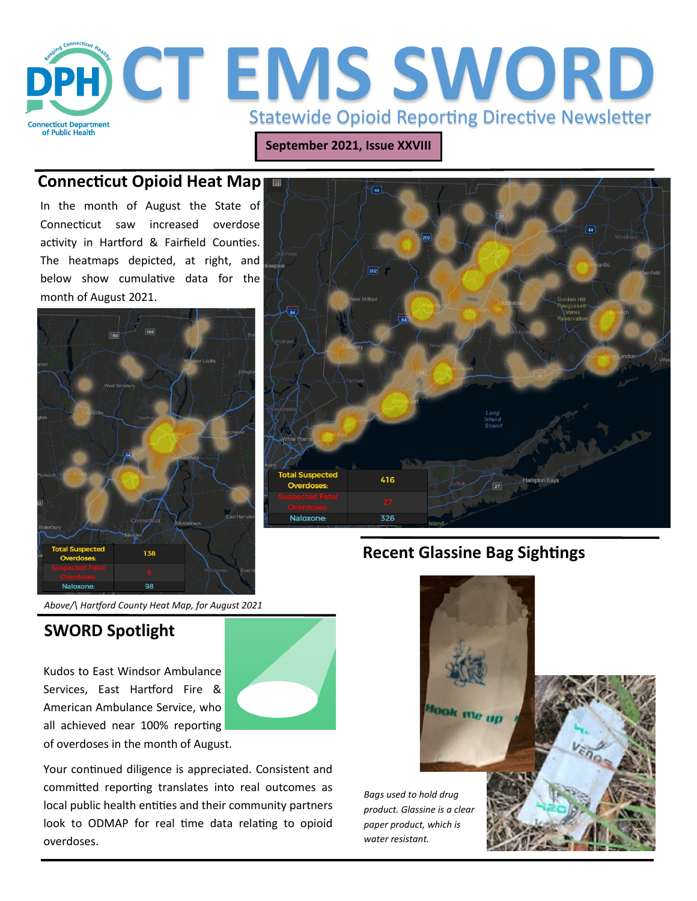# CT EMS SWORD

Statewide Opioid Reporting Directive Newsletter

**September 2021, Issue XXVIII**

## Connecticut Opioid Heat Map

In the month of August the State of Connecticut saw increased overdose activity in Hartford & Fairfield Counties. The heatmaps depicted, at right, and below show cumulative data for the month of August 2021.

| | |
|---|---|
| Total Suspected Overdoses: | 416 |
| Suspected Fatal Overdoses: | 27 |
| Naloxone: | 326 |

| | |
|---|---|
| Total Suspected Overdoses: | 138 |
| Suspected Fatal Overdoses: | 9 |
| Naloxone: | 98 |

*Above/\ Hartford County Heat Map, for August 2021*

## SWORD Spotlight

Kudos to East Windsor Ambulance Services, East Hartford Fire & American Ambulance Service, who all achieved near 100% reporting of overdoses in the month of August.

Your continued diligence is appreciated. Consistent and committed reporting translates into real outcomes as local public health entities and their community partners look to ODMAP for real time data relating to opioid overdoses.

## Recent Glassine Bag Sightings

*Bags used to hold drug product. Glassine is a clear paper product, which is water resistant.*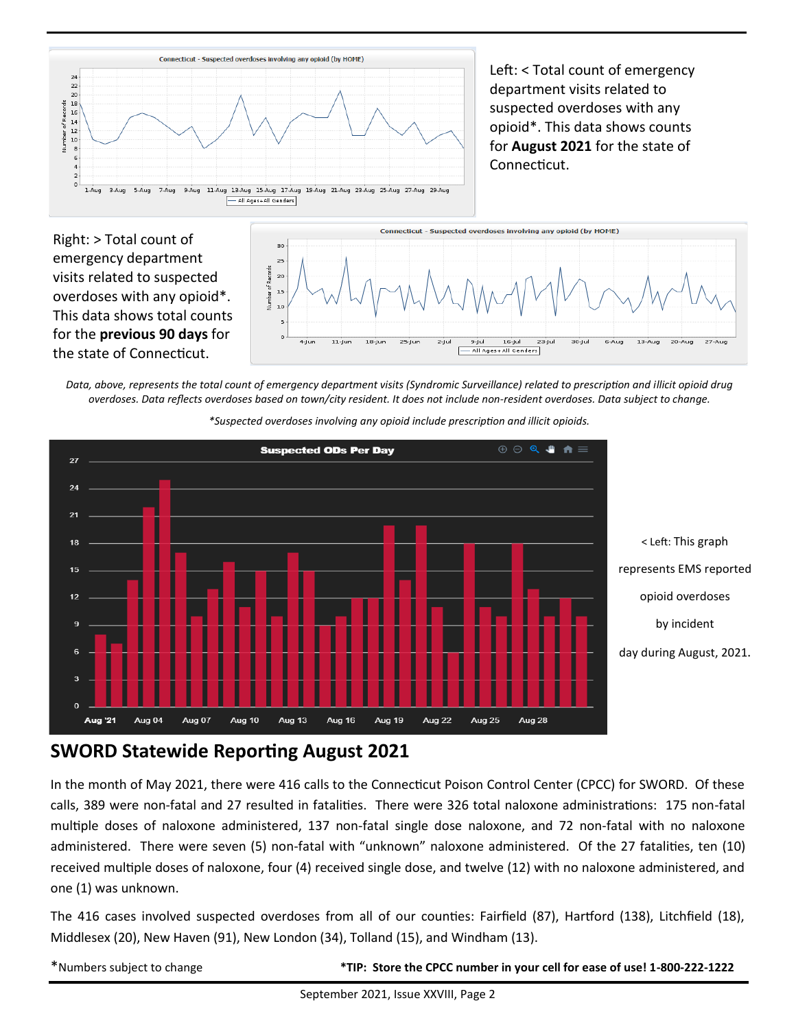Left: < Total count of emergency department visits related to suspected overdoses with any opioid*. This data shows counts for **August 2021** for the state of Connecticut.

Right: > Total count of emergency department visits related to suspected overdoses with any opioid*. This data shows total counts for the **previous 90 days** for the state of Connecticut.

*Data, above, represents the total count of emergency department visits (Syndromic Surveillance) related to prescription and illicit opioid drug overdoses. Data reflects overdoses based on town/city resident. It does not include non-resident overdoses. Data subject to change.*

*\*Suspected overdoses involving any opioid include prescription and illicit opioids.*

< Left: This graph represents EMS reported opioid overdoses by incident day during August, 2021.

## SWORD Statewide Reporting August 2021

In the month of May 2021, there were 416 calls to the Connecticut Poison Control Center (CPCC) for SWORD. Of these calls, 389 were non-fatal and 27 resulted in fatalities. There were 326 total naloxone administrations: 175 non-fatal multiple doses of naloxone administered, 137 non-fatal single dose naloxone, and 72 non-fatal with no naloxone administered. There were seven (5) non-fatal with "unknown" naloxone administered. Of the 27 fatalities, ten (10) received multiple doses of naloxone, four (4) received single dose, and twelve (12) with no naloxone administered, and one (1) was unknown.

The 416 cases involved suspected overdoses from all of our counties: Fairfield (87), Hartford (138), Litchfield (18), Middlesex (20), New Haven (91), New London (34), Tolland (15), and Windham (13).

*Numbers subject to change

**\*TIP: Store the CPCC number in your cell for ease of use! 1-800-222-1222**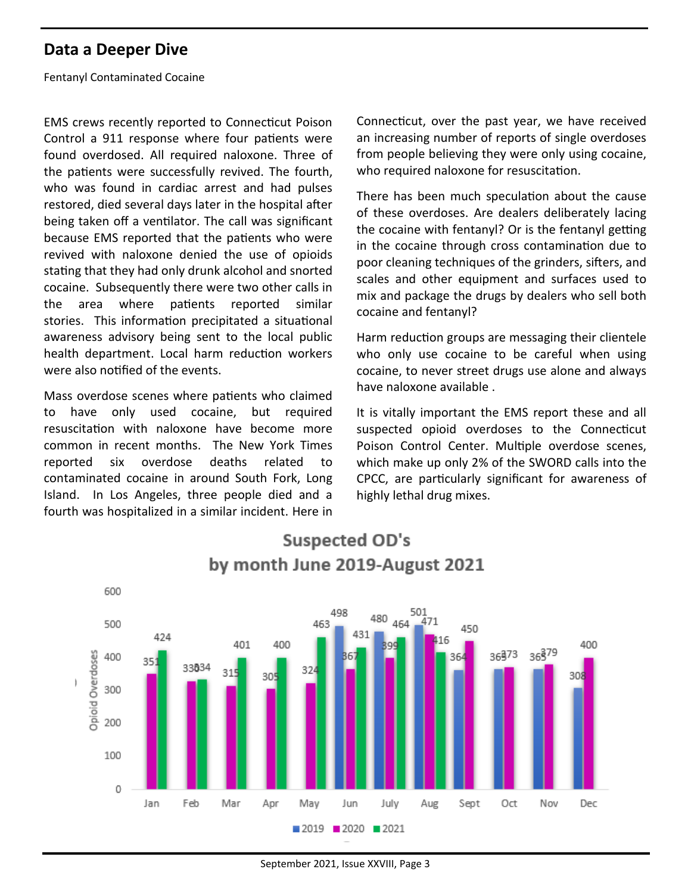## Data a Deeper Dive

Fentanyl Contaminated Cocaine

EMS crews recently reported to Connecticut Poison Control a 911 response where four patients were found overdosed. All required naloxone. Three of the patients were successfully revived. The fourth, who was found in cardiac arrest and had pulses restored, died several days later in the hospital after being taken off a ventilator. The call was significant because EMS reported that the patients who were revived with naloxone denied the use of opioids stating that they had only drunk alcohol and snorted cocaine. Subsequently there were two other calls in the area where patients reported similar stories. This information precipitated a situational awareness advisory being sent to the local public health department. Local harm reduction workers were also notified of the events.

Mass overdose scenes where patients who claimed to have only used cocaine, but required resuscitation with naloxone have become more common in recent months. The New York Times reported six overdose deaths related to contaminated cocaine in around South Fork, Long Island. In Los Angeles, three people died and a fourth was hospitalized in a similar incident. Here in Connecticut, over the past year, we have received an increasing number of reports of single overdoses from people believing they were only using cocaine, who required naloxone for resuscitation.

There has been much speculation about the cause of these overdoses. Are dealers deliberately lacing the cocaine with fentanyl? Or is the fentanyl getting in the cocaine through cross contamination due to poor cleaning techniques of the grinders, sifters, and scales and other equipment and surfaces used to mix and package the drugs by dealers who sell both cocaine and fentanyl?

Harm reduction groups are messaging their clientele who only use cocaine to be careful when using cocaine, to never street drugs use alone and always have naloxone available .

It is vitally important the EMS report these and all suspected opioid overdoses to the Connecticut Poison Control Center. Multiple overdose scenes, which make up only 2% of the SWORD calls into the CPCC, are particularly significant for awareness of highly lethal drug mixes.

**Suspected OD's by month June 2019-August 2021**

| Month | 2019 | 2020 | 2021 |
|---|---|---|---|
| Jan | | 351 | 424 |
| Feb | | 330 | 334 |
| Mar | | 315 | 401 |
| Apr | | 305 | 400 |
| May | | 324 | 463 |
| Jun | 498 | 367 | 431 |
| July | 480 | 399 | 464 |
| Aug | 501 | 471 | 416 |
| Sept | 364 | 450 | |
| Oct | 369 | 373 | |
| Nov | 369 | 379 | |
| Dec | 308 | 400 | |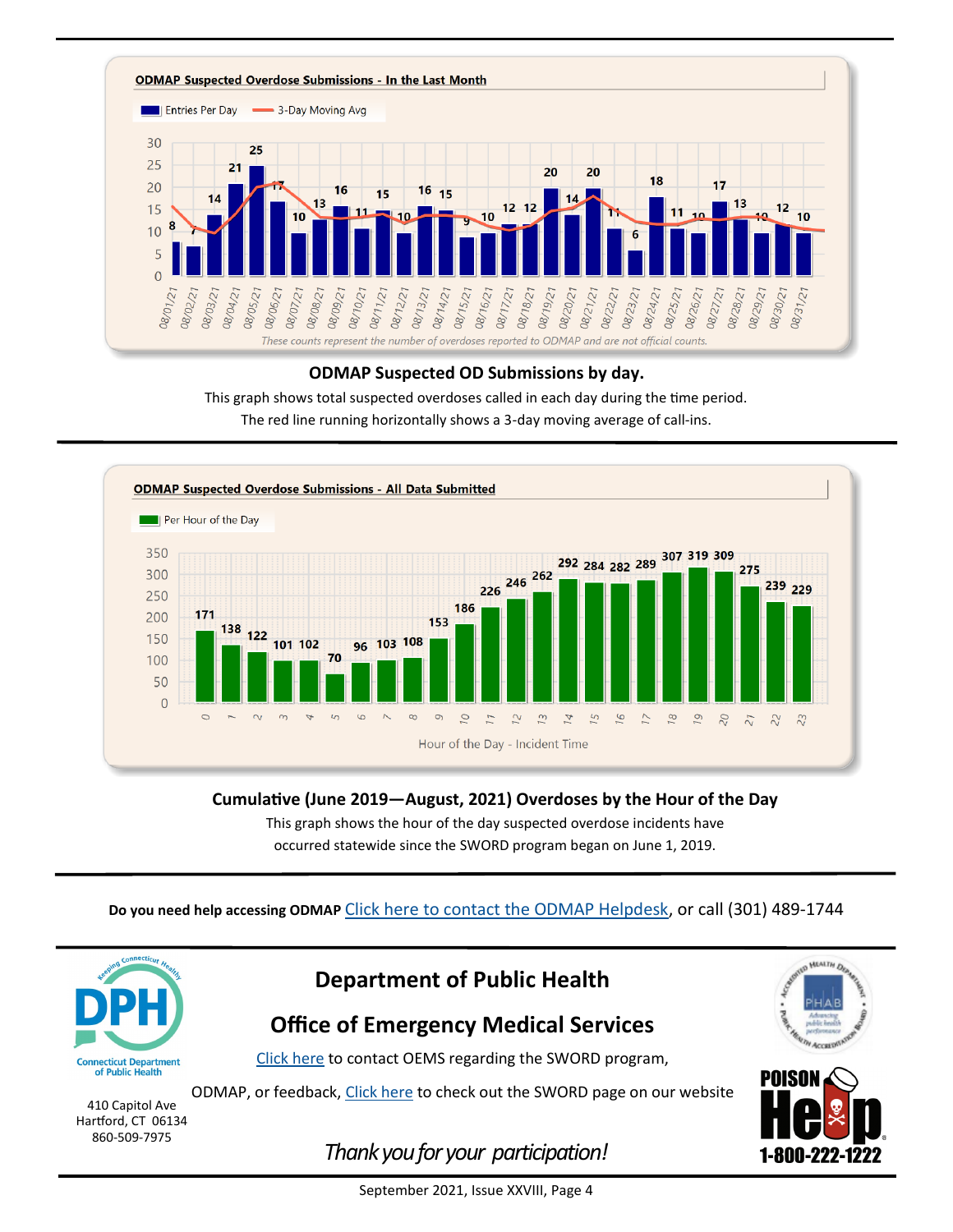ODMAP Suspected Overdose Submissions - In the Last Month

Entries Per Day
3-Day Moving Avg

30
25
20
15
10
5
0

8 7 14 21 25 17 10 13 16 11 15 10 16 15 9 10 12 12 20 14 20 11 6 18 11 10 17 13 10 12 10

08/01/21 08/02/21 08/03/21 08/04/21 08/05/21 08/06/21 08/07/21 08/08/21 08/09/21 08/10/21 08/11/21 08/12/21 08/13/21 08/14/21 08/15/21 08/16/21 08/17/21 08/18/21 08/19/21 08/20/21 08/21/21 08/22/21 08/23/21 08/24/21 08/25/21 08/26/21 08/27/21 08/28/21 08/29/21 08/30/21 08/31/21

*These counts represent the number of overdoses reported to ODMAP and are not official counts.*

**ODMAP Suspected OD Submissions by day.**

This graph shows total suspected overdoses called in each day during the time period.
The red line running horizontally shows a 3-day moving average of call-ins.

ODMAP Suspected Overdose Submissions - All Data Submitted

Per Hour of the Day

350
300
250
200
150
100
50
0

171 138 122 101 102 70 96 103 108 153 186 226 246 262 292 284 282 289 307 319 309 275 239 229

0 1 2 3 4 5 6 7 8 9 10 11 12 13 14 15 16 17 18 19 20 21 22 23

Hour of the Day - Incident Time

**Cumulative (June 2019—August, 2021) Overdoses by the Hour of the Day**

This graph shows the hour of the day suspected overdose incidents have occurred statewide since the SWORD program began on June 1, 2019.

**Do you need help accessing ODMAP** Click here to contact the ODMAP Helpdesk, or call (301) 489-1744

## Department of Public Health

## Office of Emergency Medical Services

Click here to contact OEMS regarding the SWORD program, ODMAP, or feedback, Click here to check out the SWORD page on our website

*Thank you for your participation!*

Keeping Connecticut Healthy
DPH
Connecticut Department of Public Health

410 Capitol Ave
Hartford, CT 06134
860-509-7975

POISON Help
1-800-222-1222